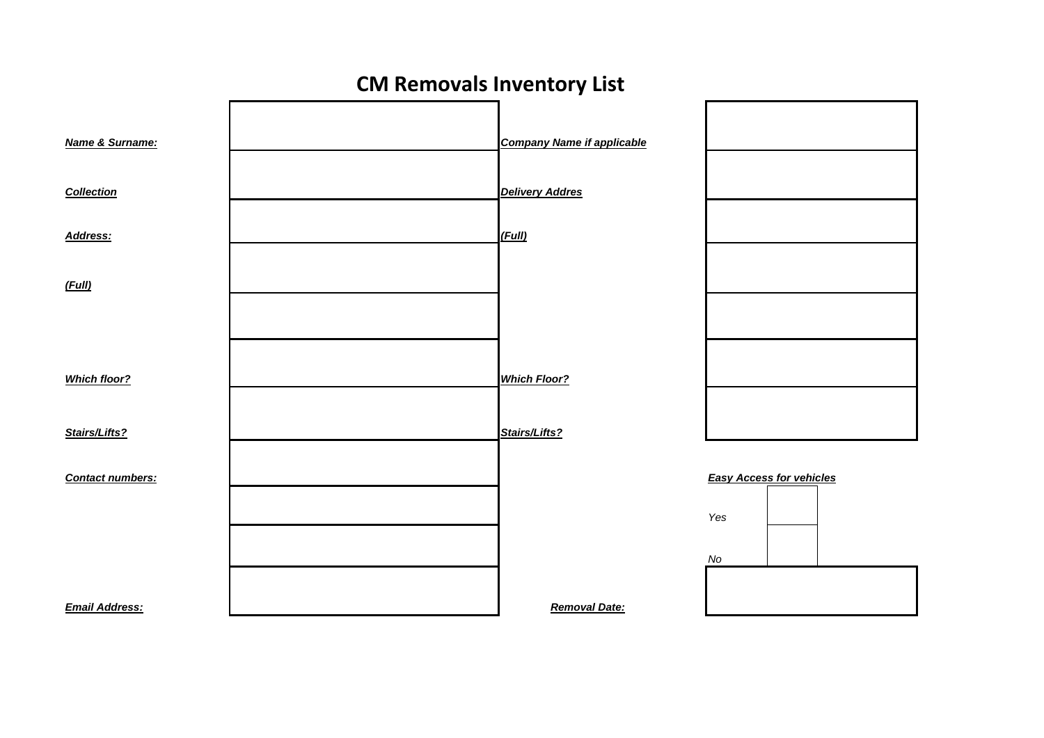# CM Removals Inventory List

| | | | |
|---|---|---|---|
| ***Name & Surname:*** | | ***Company Name if applicable*** | |
| ***Collection*** | | ***Delivery Addres*** | |
| ***Address:*** | | ***(Full)*** | |
| ***(Full)*** | | | |
| | | | |
| ***Which floor?*** | | ***Which Floor?*** | |
| ***Stairs/Lifts?*** | | ***Stairs/Lifts?*** | |
| ***Contact numbers:*** | | | ***Easy Access for vehicles*** |
| | | | *Yes* |
| | | | *No* |
| ***Email Address:*** | | ***Removal Date:*** | |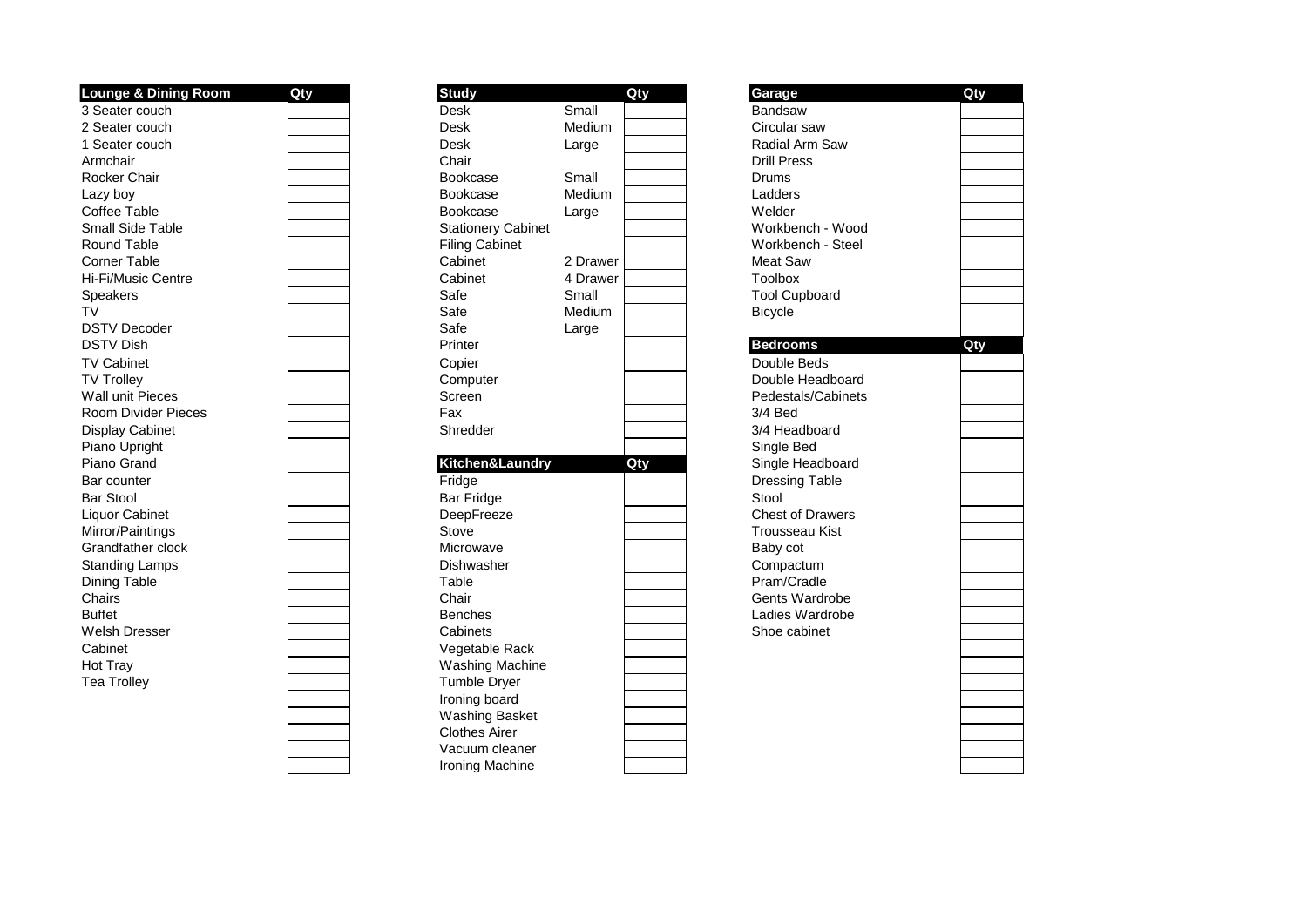| Lounge & Dining Room | Qty |
|---|---|
| 3 Seater couch | |
| 2 Seater couch | |
| 1 Seater couch | |
| Armchair | |
| Rocker Chair | |
| Lazy boy | |
| Coffee Table | |
| Small Side Table | |
| Round Table | |
| Corner Table | |
| Hi-Fi/Music Centre | |
| Speakers | |
| TV | |
| DSTV Decoder | |
| DSTV Dish | |
| TV Cabinet | |
| TV Trolley | |
| Wall unit Pieces | |
| Room Divider Pieces | |
| Display Cabinet | |
| Piano Upright | |
| Piano Grand | |
| Bar counter | |
| Bar Stool | |
| Liquor Cabinet | |
| Mirror/Paintings | |
| Grandfather clock | |
| Standing Lamps | |
| Dining Table | |
| Chairs | |
| Buffet | |
| Welsh Dresser | |
| Cabinet | |
| Hot Tray | |
| Tea Trolley | |
| | |
| | |
| | |
| | |
| | |

| Study | | Qty |
|---|---|---|
| Desk | Small | |
| Desk | Medium | |
| Desk | Large | |
| Chair | | |
| Bookcase | Small | |
| Bookcase | Medium | |
| Bookcase | Large | |
| Stationery Cabinet | | |
| Filing Cabinet | | |
| Cabinet | 2 Drawer | |
| Cabinet | 4 Drawer | |
| Safe | Small | |
| Safe | Medium | |
| Safe | Large | |
| Printer | | |
| Copier | | |
| Computer | | |
| Screen | | |
| Fax | | |
| Shredder | | |
| | | |

| Kitchen&Laundry | Qty |
|---|---|
| Fridge | |
| Bar Fridge | |
| DeepFreeze | |
| Stove | |
| Microwave | |
| Dishwasher | |
| Table | |
| Chair | |
| Benches | |
| Cabinets | |
| Vegetable Rack | |
| Washing Machine | |
| Tumble Dryer | |
| Ironing board | |
| Washing Basket | |
| Clothes Airer | |
| Vacuum cleaner | |
| Ironing Machine | |

| Garage | Qty |
|---|---|
| Bandsaw | |
| Circular saw | |
| Radial Arm Saw | |
| Drill Press | |
| Drums | |
| Ladders | |
| Welder | |
| Workbench - Wood | |
| Workbench - Steel | |
| Meat Saw | |
| Toolbox | |
| Tool Cupboard | |
| Bicycle | |
| | |

| Bedrooms | Qty |
|---|---|
| Double Beds | |
| Double Headboard | |
| Pedestals/Cabinets | |
| 3/4 Bed | |
| 3/4 Headboard | |
| Single Bed | |
| Single Headboard | |
| Dressing Table | |
| Stool | |
| Chest of Drawers | |
| Trousseau Kist | |
| Baby cot | |
| Compactum | |
| Pram/Cradle | |
| Gents Wardrobe | |
| Ladies Wardrobe | |
| Shoe cabinet | |
| | |
| | |
| | |
| | |
| | |
| | |
| | |
| | |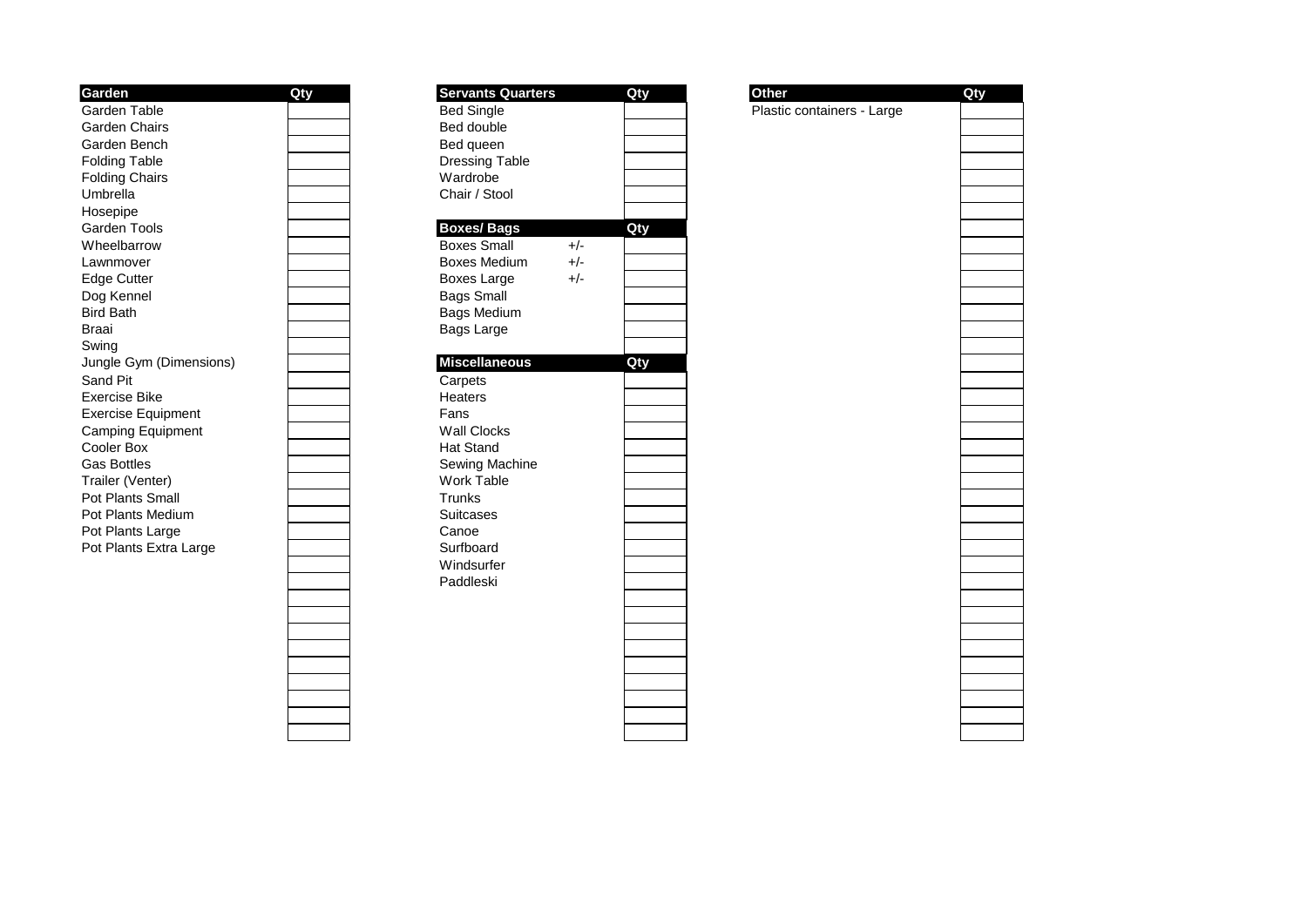| Garden | Qty |
| --- | --- |
| Garden Table | |
| Garden Chairs | |
| Garden Bench | |
| Folding Table | |
| Folding Chairs | |
| Umbrella | |
| Hosepipe | |
| Garden Tools | |
| Wheelbarrow | |
| Lawnmover | |
| Edge Cutter | |
| Dog Kennel | |
| Bird Bath | |
| Braai | |
| Swing | |
| Jungle Gym (Dimensions) | |
| Sand Pit | |
| Exercise Bike | |
| Exercise Equipment | |
| Camping Equipment | |
| Cooler Box | |
| Gas Bottles | |
| Trailer (Venter) | |
| Pot Plants Small | |
| Pot Plants Medium | |
| Pot Plants Large | |
| Pot Plants Extra Large | |
| | |
| | |
| | |
| | |
| | |
| | |
| | |
| | |
| | |
| | |
| | |

| Servants Quarters | | Qty |
| --- | --- | --- |
| Bed Single | | |
| Bed double | | |
| Bed queen | | |
| Dressing Table | | |
| Wardrobe | | |
| Chair / Stool | | |
| | | |
| **Boxes/ Bags** | | **Qty** |
| Boxes Small | +/- | |
| Boxes Medium | +/- | |
| Boxes Large | +/- | |
| Bags Small | | |
| Bags Medium | | |
| Bags Large | | |
| | | |
| **Miscellaneous** | | **Qty** |
| Carpets | | |
| Heaters | | |
| Fans | | |
| Wall Clocks | | |
| Hat Stand | | |
| Sewing Machine | | |
| Work Table | | |
| Trunks | | |
| Suitcases | | |
| Canoe | | |
| Surfboard | | |
| Windsurfer | | |
| Paddleski | | |
| | | |
| | | |
| | | |
| | | |
| | | |
| | | |
| | | |
| | | |
| | | |

| Other | Qty |
| --- | --- |
| Plastic containers - Large | |
| | |
| | |
| | |
| | |
| | |
| | |
| | |
| | |
| | |
| | |
| | |
| | |
| | |
| | |
| | |
| | |
| | |
| | |
| | |
| | |
| | |
| | |
| | |
| | |
| | |
| | |
| | |
| | |
| | |
| | |
| | |
| | |
| | |
| | |
| | |
| | |
| | |